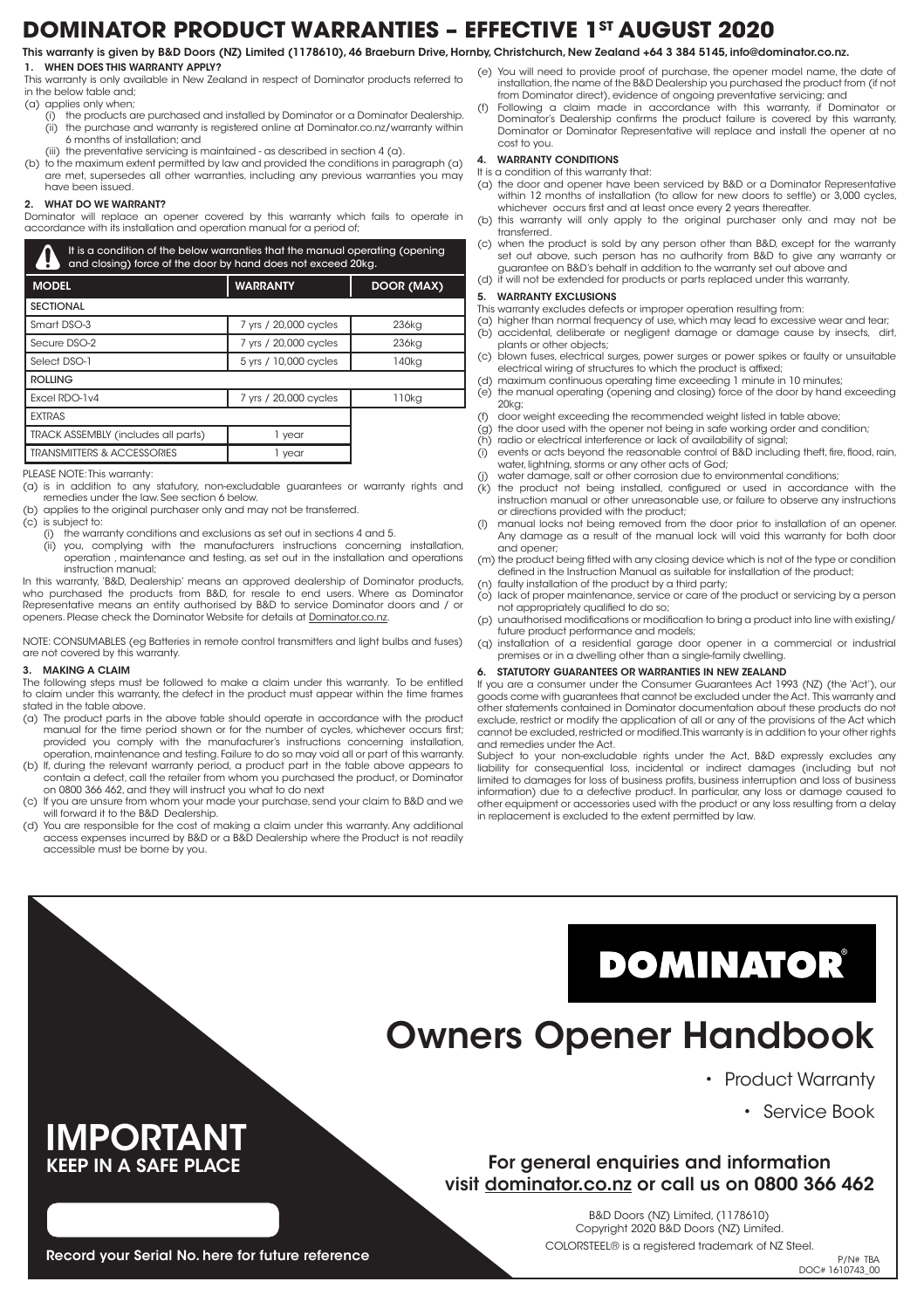# DOMINATOR PRODUCT WARRANTIES – EFFECTIVE 1ST AUGUST 2020

**This warranty is given by B&D Doors (NZ) Limited (1178610), 46 Braeburn Drive, Hornby, Christchurch, New Zealand +64 3 384 5145, info@dominator.co.nz.**

## 1. WHEN DOES THIS WARRANTY APPLY?

This warranty is only available in New Zealand in respect of Dominator products referred to in the below table and;

(a) applies only when;
  (i) the products are purchased and installed by Dominator or a Dominator Dealership.
  (ii) the purchase and warranty is registered online at Dominator.co.nz/warranty within 6 months of installation; and
  (iii) the preventative servicing is maintained - as described in section 4 (a).

(b) to the maximum extent permitted by law and provided the conditions in paragraph (a) are met, supersedes all other warranties, including any previous warranties you may have been issued.

## 2. WHAT DO WE WARRANT?

Dominator will replace an opener covered by this warranty which fails to operate in accordance with its installation and operation manual for a period of;

**It is a condition of the below warranties that the manual operating (opening and closing) force of the door by hand does not exceed 20kg.**

| MODEL | WARRANTY | DOOR (MAX) |
|---|---|---|
| SECTIONAL | | |
| Smart DSO-3 | 7 yrs / 20,000 cycles | 236kg |
| Secure DSO-2 | 7 yrs / 20,000 cycles | 236kg |
| Select DSO-1 | 5 yrs / 10,000 cycles | 140kg |
| ROLLING | | |
| Excel RDO-1v4 | 7 yrs / 20,000 cycles | 110kg |
| EXTRAS | | |
| TRACK ASSEMBLY (includes all parts) | 1 year | |
| TRANSMITTERS & ACCESSORIES | 1 year | |

PLEASE NOTE: This warranty:

(a) is in addition to any statutory, non-excludable guarantees or warranty rights and remedies under the law. See section 6 below.
(b) applies to the original purchaser only and may not be transferred.
(c) is subject to:
  (i) the warranty conditions and exclusions as set out in sections 4 and 5.
  (ii) you, complying with the manufacturers instructions concerning installation, operation , maintenance and testing, as set out in the installation and operations instruction manual;

In this warranty, 'B&D, Dealership' means an approved dealership of Dominator products, who purchased the products from B&D, for resale to end users. Where as Dominator Representative means an entity authorised by B&D to service Dominator doors and / or openers. Please check the Dominator Website for details at Dominator.co.nz.

NOTE: CONSUMABLES (eg Batteries in remote control transmitters and light bulbs and fuses) are not covered by this warranty.

## 3. MAKING A CLAIM

The following steps must be followed to make a claim under this warranty. To be entitled to claim under this warranty, the defect in the product must appear within the time frames stated in the table above.

(a) The product parts in the above table should operate in accordance with the product manual for the time period shown or for the number of cycles, whichever occurs first; provided you comply with the manufacturer's instructions concerning installation, operation, maintenance and testing. Failure to do so may void all or part of this warranty.
(b) If, during the relevant warranty period, a product part in the table above appears to contain a defect, call the retailer from whom you purchased the product, or Dominator on 0800 366 462, and they will instruct you what to do next
(c) If you are unsure from whom your made your purchase, send your claim to B&D and we will forward it to the B&D Dealership.
(d) You are responsible for the cost of making a claim under this warranty. Any additional access expenses incurred by B&D or a B&D Dealership where the Product is not readily accessible must be borne by you.
(e) You will need to provide proof of purchase, the opener model name, the date of installation, the name of the B&D Dealership you purchased the product from (if not from Dominator direct), evidence of ongoing preventative servicing; and
(f) Following a claim made in accordance with this warranty, if Dominator or Dominator's Dealership confirms the product failure is covered by this warranty, Dominator or Dominator Representative will replace and install the opener at no cost to you.

## 4. WARRANTY CONDITIONS

It is a condition of this warranty that:

(a) the door and opener have been serviced by B&D or a Dominator Representative within 12 months of installation (to allow for new doors to settle) or 3,000 cycles, whichever occurs first and at least once every 2 years thereafter.
(b) this warranty will only apply to the original purchaser only and may not be transferred.
(c) when the product is sold by any person other than B&D, except for the warranty set out above, such person has no authority from B&D to give any warranty or guarantee on B&D's behalf in addition to the warranty set out above and
(d) it will not be extended for products or parts replaced under this warranty.

## 5. WARRANTY EXCLUSIONS

This warranty excludes defects or improper operation resulting from:

(a) higher than normal frequency of use, which may lead to excessive wear and tear;
(b) accidental, deliberate or negligent damage or damage cause by insects, dirt, plants or other objects;
(c) blown fuses, electrical surges, power surges or power spikes or faulty or unsuitable electrical wiring of structures to which the product is affixed;
(d) maximum continuous operating time exceeding 1 minute in 10 minutes;
(e) the manual operating (opening and closing) force of the door by hand exceeding 20kg;
(f) door weight exceeding the recommended weight listed in table above;
(g) the door used with the opener not being in safe working order and condition;
(h) radio or electrical interference or lack of availability of signal;
(i) events or acts beyond the reasonable control of B&D including theft, fire, flood, rain, water, lightning, storms or any other acts of God;
(j) water damage, salt or other corrosion due to environmental conditions;
(k) the product not being installed, configured or used in accordance with the instruction manual or other unreasonable use, or failure to observe any instructions or directions provided with the product;
(l) manual locks not being removed from the door prior to installation of an opener. Any damage as a result of the manual lock will void this warranty for both door and opener;
(m) the product being fitted with any closing device which is not of the type or condition defined in the Instruction Manual as suitable for installation of the product;
(n) faulty installation of the product by a third party;
(o) lack of proper maintenance, service or care of the product or servicing by a person not appropriately qualified to do so;
(p) unauthorised modifications or modification to bring a product into line with existing/ future product performance and models;
(q) installation of a residential garage door opener in a commercial or industrial premises or in a dwelling other than a single-family dwelling.

## 6. STATUTORY GUARANTEES OR WARRANTIES IN NEW ZEALAND

If you are a consumer under the Consumer Guarantees Act 1993 (NZ) (the 'Act'), our goods come with guarantees that cannot be excluded under the Act. This warranty and other statements contained in Dominator documentation about these products do not exclude, restrict or modify the application of all or any of the provisions of the Act which cannot be excluded, restricted or modified.This warranty is in addition to your other rights and remedies under the Act.

Subject to your non-excludable rights under the Act, B&D expressly excludes any liability for consequential loss, incidental or indirect damages (including but not limited to damages for loss of business profits, business interruption and loss of business information) due to a defective product. In particular, any loss or damage caused to other equipment or accessories used with the product or any loss resulting from a delay in replacement is excluded to the extent permitted by law.

---

# IMPORTANT

**KEEP IN A SAFE PLACE**

**Record your Serial No. here for future reference**

**DOMINATOR®**

# Owners Opener Handbook

- Product Warranty
- Service Book

**For general enquiries and information visit dominator.co.nz or call us on 0800 366 462**

B&D Doors (NZ) Limited, (1178610)
Copyright 2020 B&D Doors (NZ) Limited.

COLORSTEEL® is a registered trademark of NZ Steel.

P/N# TBA
DOC# 1610743_00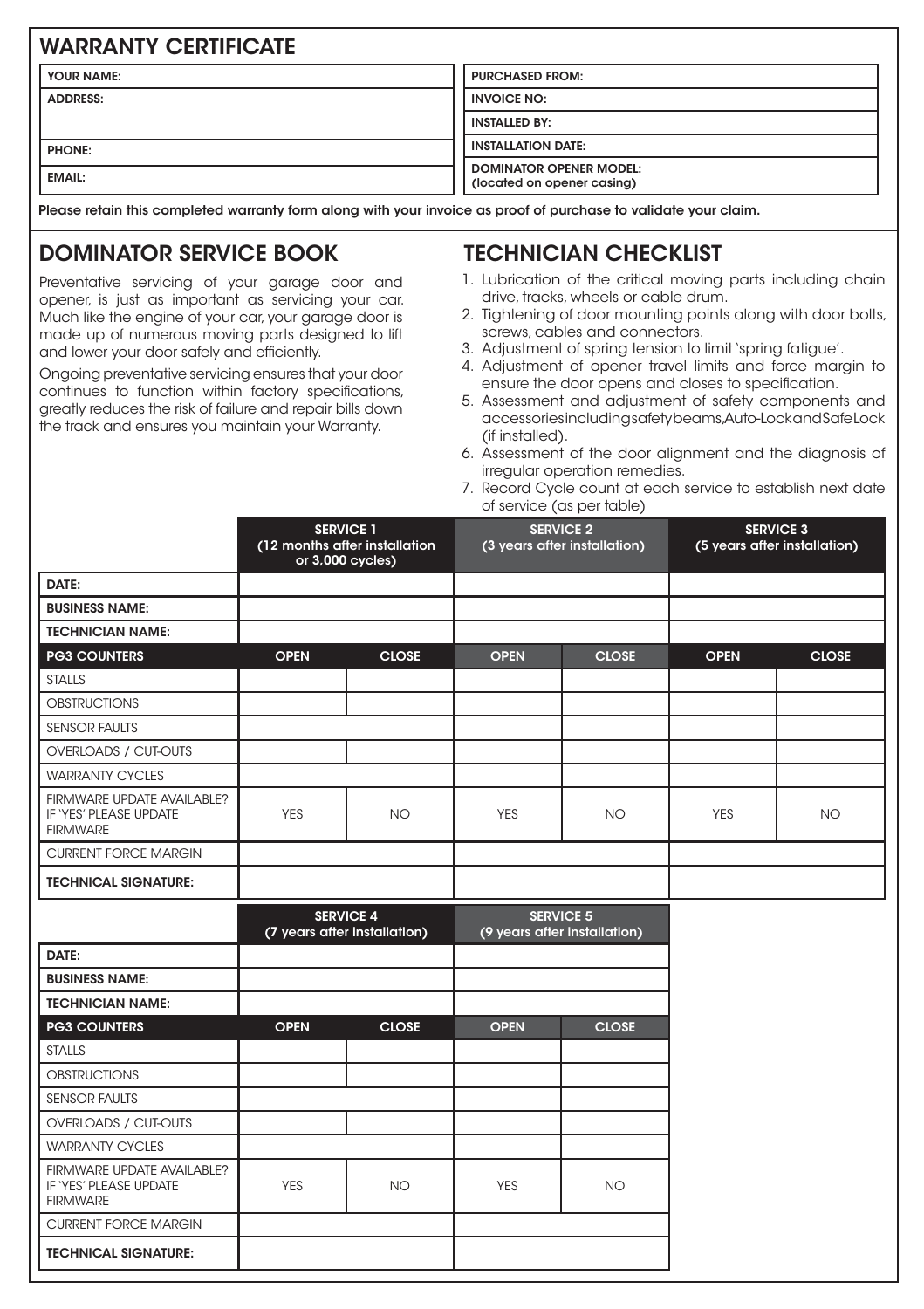## WARRANTY CERTIFICATE

| | |
|---|---|
| **YOUR NAME:** | **PURCHASED FROM:** |
| **ADDRESS:** | **INVOICE NO:** |
| | **INSTALLED BY:** |
| **PHONE:** | **INSTALLATION DATE:** |
| **EMAIL:** | **DOMINATOR OPENER MODEL:** (located on opener casing) |

**Please retain this completed warranty form along with your invoice as proof of purchase to validate your claim.**

## DOMINATOR SERVICE BOOK

Preventative servicing of your garage door and opener, is just as important as servicing your car. Much like the engine of your car, your garage door is made up of numerous moving parts designed to lift and lower your door safely and efficiently.

Ongoing preventative servicing ensures that your door continues to function within factory specifications, greatly reduces the risk of failure and repair bills down the track and ensures you maintain your Warranty.

## TECHNICIAN CHECKLIST

1. Lubrication of the critical moving parts including chain drive, tracks, wheels or cable drum.
2. Tightening of door mounting points along with door bolts, screws, cables and connectors.
3. Adjustment of spring tension to limit 'spring fatigue'.
4. Adjustment of opener travel limits and force margin to ensure the door opens and closes to specification.
5. Assessment and adjustment of safety components and accessories including safety beams, Auto-Lock and Safe Lock (if installed).
6. Assessment of the door alignment and the diagnosis of irregular operation remedies.
7. Record Cycle count at each service to establish next date of service (as per table)

| | **SERVICE 1** (12 months after installation or 3,000 cycles) | | **SERVICE 2** (3 years after installation) | | **SERVICE 3** (5 years after installation) | |
|---|---|---|---|---|---|---|
| **DATE:** | | | | | | |
| **BUSINESS NAME:** | | | | | | |
| **TECHNICIAN NAME:** | | | | | | |
| **PG3 COUNTERS** | **OPEN** | **CLOSE** | **OPEN** | **CLOSE** | **OPEN** | **CLOSE** |
| STALLS | | | | | | |
| OBSTRUCTIONS | | | | | | |
| SENSOR FAULTS | | | | | | |
| OVERLOADS / CUT-OUTS | | | | | | |
| WARRANTY CYCLES | | | | | | |
| FIRMWARE UPDATE AVAILABLE? IF 'YES' PLEASE UPDATE FIRMWARE | YES | NO | YES | NO | YES | NO |
| CURRENT FORCE MARGIN | | | | | | |
| **TECHNICAL SIGNATURE:** | | | | | | |

| | **SERVICE 4** (7 years after installation) | | **SERVICE 5** (9 years after installation) | |
|---|---|---|---|---|
| **DATE:** | | | | |
| **BUSINESS NAME:** | | | | |
| **TECHNICIAN NAME:** | | | | |
| **PG3 COUNTERS** | **OPEN** | **CLOSE** | **OPEN** | **CLOSE** |
| STALLS | | | | |
| OBSTRUCTIONS | | | | |
| SENSOR FAULTS | | | | |
| OVERLOADS / CUT-OUTS | | | | |
| WARRANTY CYCLES | | | | |
| FIRMWARE UPDATE AVAILABLE? IF 'YES' PLEASE UPDATE FIRMWARE | YES | NO | YES | NO |
| CURRENT FORCE MARGIN | | | | |
| **TECHNICAL SIGNATURE:** | | | | |